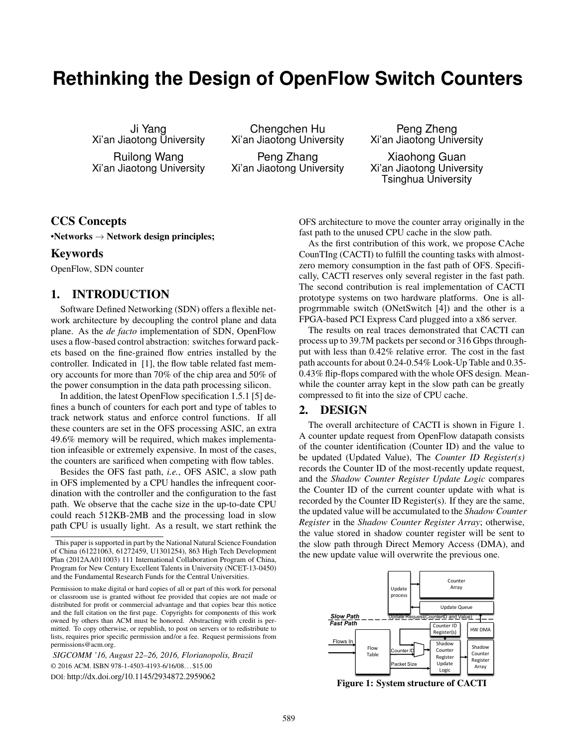# Rethinking the Design of OpenFlow Switch Counters

Ji Yang
Xi'an Jiaotong University

Chengchen Hu
Xi'an Jiaotong University

Peng Zheng
Xi'an Jiaotong University

Ruilong Wang
Xi'an Jiaotong University

Peng Zhang
Xi'an Jiaotong University

Xiaohong Guan
Xi'an Jiaotong University
Tsinghua University

## CCS Concepts

•**Networks** → **Network design principles;**

## Keywords

OpenFlow, SDN counter

## 1. INTRODUCTION

Software Defined Networking (SDN) offers a flexible network architecture by decoupling the control plane and data plane. As the *de facto* implementation of SDN, OpenFlow uses a flow-based control abstraction: switches forward packets based on the fine-grained flow entries installed by the controller. Indicated in [1], the flow table related fast memory accounts for more than 70% of the chip area and 50% of the power consumption in the data path processing silicon.

In addition, the latest OpenFlow specification 1.5.1 [5] defines a bunch of counters for each port and type of tables to track network status and enforce control functions. If all these counters are set in the OFS processing ASIC, an extra 49.6% memory will be required, which makes implementation infeasible or extremely expensive. In most of the cases, the counters are sarificed when competing with flow tables.

Besides the OFS fast path, *i.e.*, OFS ASIC, a slow path in OFS implemented by a CPU handles the infrequent coordination with the controller and the configuration to the fast path. We observe that the cache size in the up-to-date CPU could reach 512KB-2MB and the processing load in slow path CPU is usually light. As a result, we start rethink the OFS architecture to move the counter array originally in the fast path to the unused CPU cache in the slow path.

As the first contribution of this work, we propose CAche CounTIng (CACTI) to fulfill the counting tasks with almost-zero memory consumption in the fast path of OFS. Specifically, CACTI reserves only several register in the fast path. The second contribution is real implementation of CACTI prototype systems on two hardware platforms. One is all-progrmmable switch (ONetSwitch [4]) and the other is a FPGA-based PCI Express Card plugged into a x86 server.

The results on real traces demonstrated that CACTI can process up to 39.7M packets per second or 316 Gbps throughput with less than 0.42% relative error. The cost in the fast path accounts for about 0.24-0.54% Look-Up Table and 0.35-0.43% flip-flops compared with the whole OFS design. Meanwhile the counter array kept in the slow path can be greatly compressed to fit into the size of CPU cache.

## 2. DESIGN

The overall architecture of CACTI is shown in Figure 1. A counter update request from OpenFlow datapath consists of the counter identification (Counter ID) and the value to be updated (Updated Value), The *Counter ID Register(s)* records the Counter ID of the most-recently update request, and the *Shadow Counter Register Update Logic* compares the Counter ID of the current counter update with what is recorded by the Counter ID Register(s). If they are the same, the updated value will be accumulated to the *Shadow Counter Register* in the *Shadow Counter Register Array*; otherwise, the value stored in shadow counter register will be sent to the slow path through Direct Memory Access (DMA), and the new update value will overwrite the previous one.

**Figure 1: System structure of CACTI**

This paper is supported in part by the National Natural Science Foundation of China (61221063, 61272459, U1301254), 863 High Tech Development Plan (2012AA011003) 111 International Collaboration Program of China, Program for New Century Excellent Talents in University (NCET-13-0450) and the Fundamental Research Funds for the Central Universities.

Permission to make digital or hard copies of all or part of this work for personal or classroom use is granted without fee provided that copies are not made or distributed for profit or commercial advantage and that copies bear this notice and the full citation on the first page. Copyrights for components of this work owned by others than ACM must be honored. Abstracting with credit is permitted. To copy otherwise, or republish, to post on servers or to redistribute to lists, requires prior specific permission and/or a fee. Request permissions from permissions@acm.org.

*SIGCOMM '16, August 22–26, 2016, Florianopolis, Brazil*
© 2016 ACM. ISBN 978-1-4503-4193-6/16/08...$15.00
DOI: http://dx.doi.org/10.1145/2934872.2959062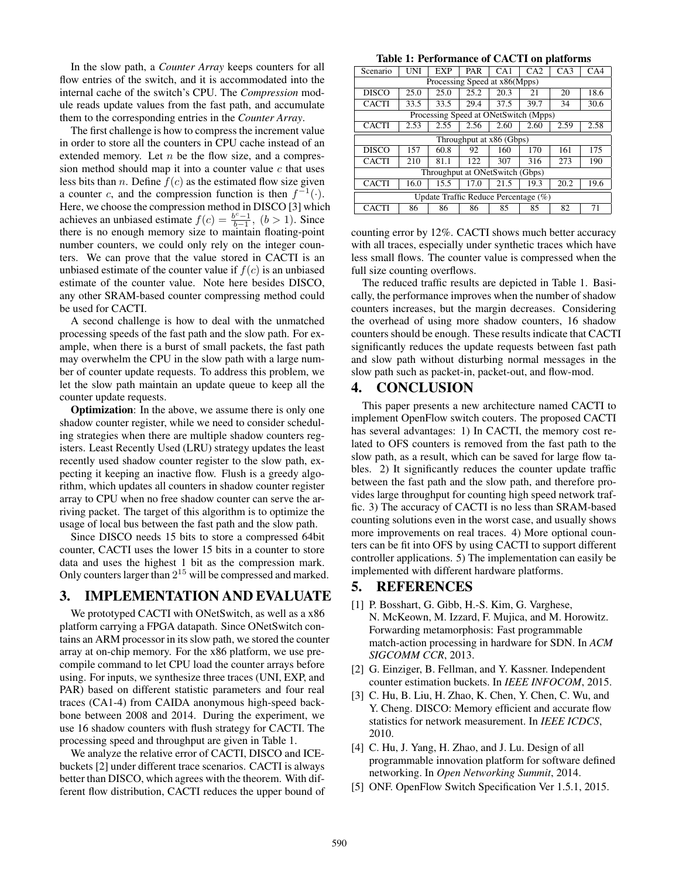In the slow path, a *Counter Array* keeps counters for all flow entries of the switch, and it is accommodated into the internal cache of the switch's CPU. The *Compression* module reads update values from the fast path, and accumulate them to the corresponding entries in the *Counter Array*.

The first challenge is how to compress the increment value in order to store all the counters in CPU cache instead of an extended memory. Let $n$ be the flow size, and a compression method should map it into a counter value $c$ that uses less bits than $n$. Define $f(c)$ as the estimated flow size given a counter $c$, and the compression function is then $f^{-1}(\cdot)$. Here, we choose the compression method in DISCO [3] which achieves an unbiased estimate $f(c) = \frac{b^c-1}{b-1},\ (b > 1)$. Since there is no enough memory size to maintain floating-point number counters, we could only rely on the integer counters. We can prove that the value stored in CACTI is an unbiased estimate of the counter value if $f(c)$ is an unbiased estimate of the counter value. Note here besides DISCO, any other SRAM-based counter compressing method could be used for CACTI.

A second challenge is how to deal with the unmatched processing speeds of the fast path and the slow path. For example, when there is a burst of small packets, the fast path may overwhelm the CPU in the slow path with a large number of counter update requests. To address this problem, we let the slow path maintain an update queue to keep all the counter update requests.

**Optimization**: In the above, we assume there is only one shadow counter register, while we need to consider scheduling strategies when there are multiple shadow counters registers. Least Recently Used (LRU) strategy updates the least recently used shadow counter register to the slow path, expecting it keeping an inactive flow. Flush is a greedy algorithm, which updates all counters in shadow counter register array to CPU when no free shadow counter can serve the arriving packet. The target of this algorithm is to optimize the usage of local bus between the fast path and the slow path.

Since DISCO needs 15 bits to store a compressed 64bit counter, CACTI uses the lower 15 bits in a counter to store data and uses the highest 1 bit as the compression mark. Only counters larger than $2^{15}$ will be compressed and marked.

## 3. IMPLEMENTATION AND EVALUATE

We prototyped CACTI with ONetSwitch, as well as a x86 platform carrying a FPGA datapath. Since ONetSwitch contains an ARM processor in its slow path, we stored the counter array at on-chip memory. For the x86 platform, we use precompile command to let CPU load the counter arrays before using. For inputs, we synthesize three traces (UNI, EXP, and PAR) based on different statistic parameters and four real traces (CA1-4) from CAIDA anonymous high-speed backbone between 2008 and 2014. During the experiment, we use 16 shadow counters with flush strategy for CACTI. The processing speed and throughput are given in Table 1.

We analyze the relative error of CACTI, DISCO and ICE-buckets [2] under different trace scenarios. CACTI is always better than DISCO, which agrees with the theorem. With different flow distribution, CACTI reduces the upper bound of counting error by 12%. CACTI shows much better accuracy with all traces, especially under synthetic traces which have less small flows. The counter value is compressed when the full size counting overflows.

**Table 1: Performance of CACTI on platforms**

| Scenario | UNI | EXP | PAR | CA1 | CA2 | CA3 | CA4 |
|---|---|---|---|---|---|---|---|
| Processing Speed at x86(Mpps) | | | | | | | |
| DISCO | 25.0 | 25.0 | 25.2 | 20.3 | 21 | 20 | 18.6 |
| CACTI | 33.5 | 33.5 | 29.4 | 37.5 | 39.7 | 34 | 30.6 |
| Processing Speed at ONetSwitch (Mpps) | | | | | | | |
| CACTI | 2.53 | 2.55 | 2.56 | 2.60 | 2.60 | 2.59 | 2.58 |
| Throughput at x86 (Gbps) | | | | | | | |
| DISCO | 157 | 60.8 | 92 | 160 | 170 | 161 | 175 |
| CACTI | 210 | 81.1 | 122 | 307 | 316 | 273 | 190 |
| Throughput at ONetSwitch (Gbps) | | | | | | | |
| CACTI | 16.0 | 15.5 | 17.0 | 21.5 | 19.3 | 20.2 | 19.6 |
| Update Traffic Reduce Percentage (%) | | | | | | | |
| CACTI | 86 | 86 | 86 | 85 | 85 | 82 | 71 |

The reduced traffic results are depicted in Table 1. Basically, the performance improves when the number of shadow counters increases, but the margin decreases. Considering the overhead of using more shadow counters, 16 shadow counters should be enough. These results indicate that CACTI significantly reduces the update requests between fast path and slow path without disturbing normal messages in the slow path such as packet-in, packet-out, and flow-mod.

## 4. CONCLUSION

This paper presents a new architecture named CACTI to implement OpenFlow switch couters. The proposed CACTI has several advantages: 1) In CACTI, the memory cost related to OFS counters is removed from the fast path to the slow path, as a result, which can be saved for large flow tables. 2) It significantly reduces the counter update traffic between the fast path and the slow path, and therefore provides large throughput for counting high speed network traffic. 3) The accuracy of CACTI is no less than SRAM-based counting solutions even in the worst case, and usually shows more improvements on real traces. 4) More optional counters can be fit into OFS by using CACTI to support different controller applications. 5) The implementation can easily be implemented with different hardware platforms.

## 5. REFERENCES

[1] P. Bosshart, G. Gibb, H.-S. Kim, G. Varghese, N. McKeown, M. Izzard, F. Mujica, and M. Horowitz. Forwarding metamorphosis: Fast programmable match-action processing in hardware for SDN. In *ACM SIGCOMM CCR*, 2013.

[2] G. Einziger, B. Fellman, and Y. Kassner. Independent counter estimation buckets. In *IEEE INFOCOM*, 2015.

[3] C. Hu, B. Liu, H. Zhao, K. Chen, Y. Chen, C. Wu, and Y. Cheng. DISCO: Memory efficient and accurate flow statistics for network measurement. In *IEEE ICDCS*, 2010.

[4] C. Hu, J. Yang, H. Zhao, and J. Lu. Design of all programmable innovation platform for software defined networking. In *Open Networking Summit*, 2014.

[5] ONF. OpenFlow Switch Specification Ver 1.5.1, 2015.